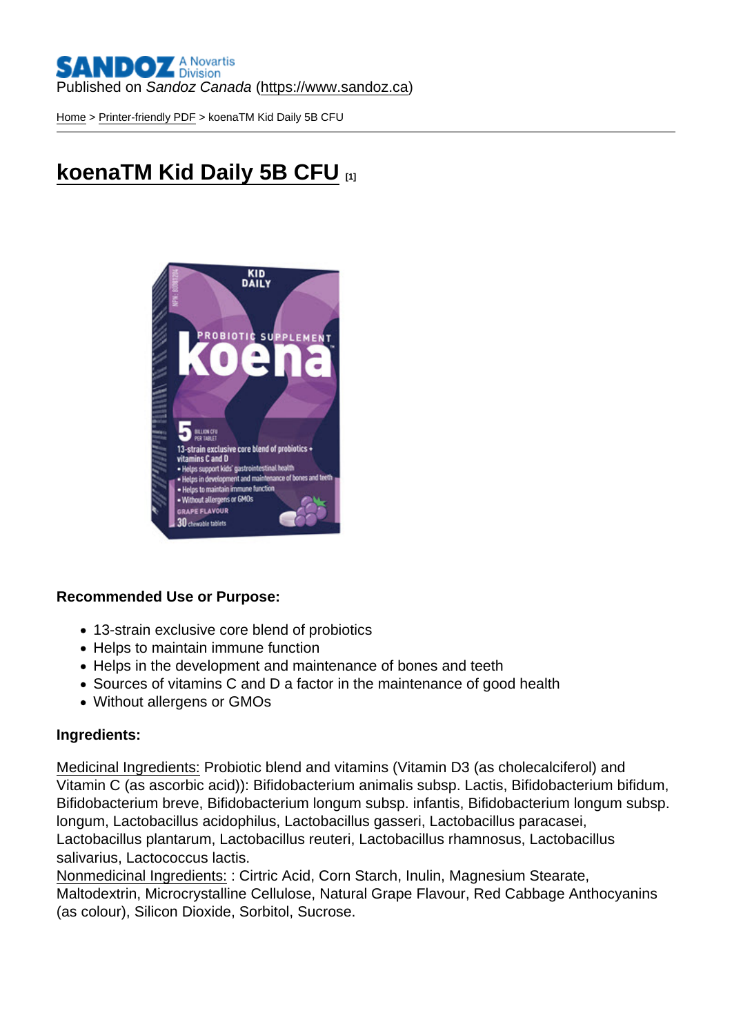Published on *Sandoz Canada* (https://www.sandoz.ca)

Home > Printer-friendly PDF > koenaTM Kid Daily 5B CFU

# koenaTM Kid Daily 5B CFU [1]

**Recommended Use or Purpose:**

- 13-strain exclusive core blend of probiotics
- Helps to maintain immune function
- Helps in the development and maintenance of bones and teeth
- Sources of vitamins C and D a factor in the maintenance of good health
- Without allergens or GMOs

**Ingredients:**

Medicinal Ingredients: Probiotic blend and vitamins (Vitamin D3 (as cholecalciferol) and Vitamin C (as ascorbic acid)): Bifidobacterium animalis subsp. Lactis, Bifidobacterium bifidum, Bifidobacterium breve, Bifidobacterium longum subsp. infantis, Bifidobacterium longum subsp. longum, Lactobacillus acidophilus, Lactobacillus gasseri, Lactobacillus paracasei, Lactobacillus plantarum, Lactobacillus reuteri, Lactobacillus rhamnosus, Lactobacillus salivarius, Lactococcus lactis.
Nonmedicinal Ingredients: : Cirtric Acid, Corn Starch, Inulin, Magnesium Stearate, Maltodextrin, Microcrystalline Cellulose, Natural Grape Flavour, Red Cabbage Anthocyanins (as colour), Silicon Dioxide, Sorbitol, Sucrose.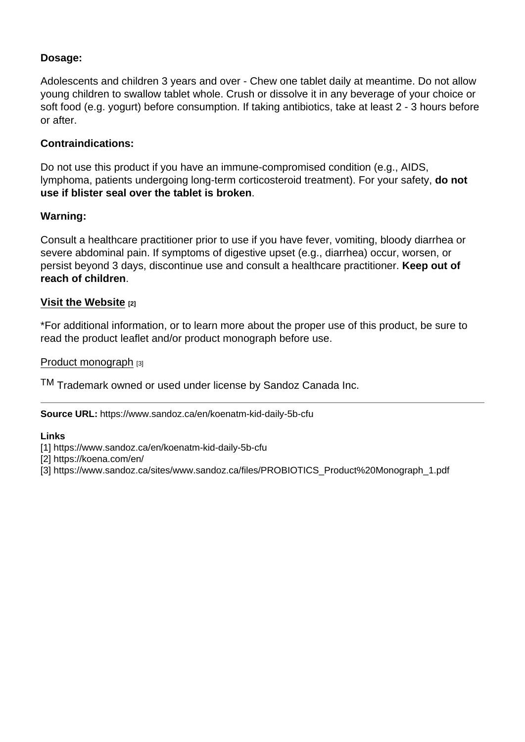**Dosage:**

Adolescents and children 3 years and over - Chew one tablet daily at meantime. Do not allow young children to swallow tablet whole. Crush or dissolve it in any beverage of your choice or soft food (e.g. yogurt) before consumption. If taking antibiotics, take at least 2 - 3 hours before or after.

**Contraindications:**

Do not use this product if you have an immune-compromised condition (e.g., AIDS, lymphoma, patients undergoing long-term corticosteroid treatment). For your safety, **do not use if blister seal over the tablet is broken**.

**Warning:**

Consult a healthcare practitioner prior to use if you have fever, vomiting, bloody diarrhea or severe abdominal pain. If symptoms of digestive upset (e.g., diarrhea) occur, worsen, or persist beyond 3 days, discontinue use and consult a healthcare practitioner. **Keep out of reach of children**.

Visit the Website [2]

*For additional information, or to learn more about the proper use of this product, be sure to read the product leaflet and/or product monograph before use.

Product monograph [3]

TM Trademark owned or used under license by Sandoz Canada Inc.

---

**Source URL:** https://www.sandoz.ca/en/koenatm-kid-daily-5b-cfu

**Links**
[1] https://www.sandoz.ca/en/koenatm-kid-daily-5b-cfu
[2] https://koena.com/en/
[3] https://www.sandoz.ca/sites/www.sandoz.ca/files/PROBIOTICS_Product%20Monograph_1.pdf